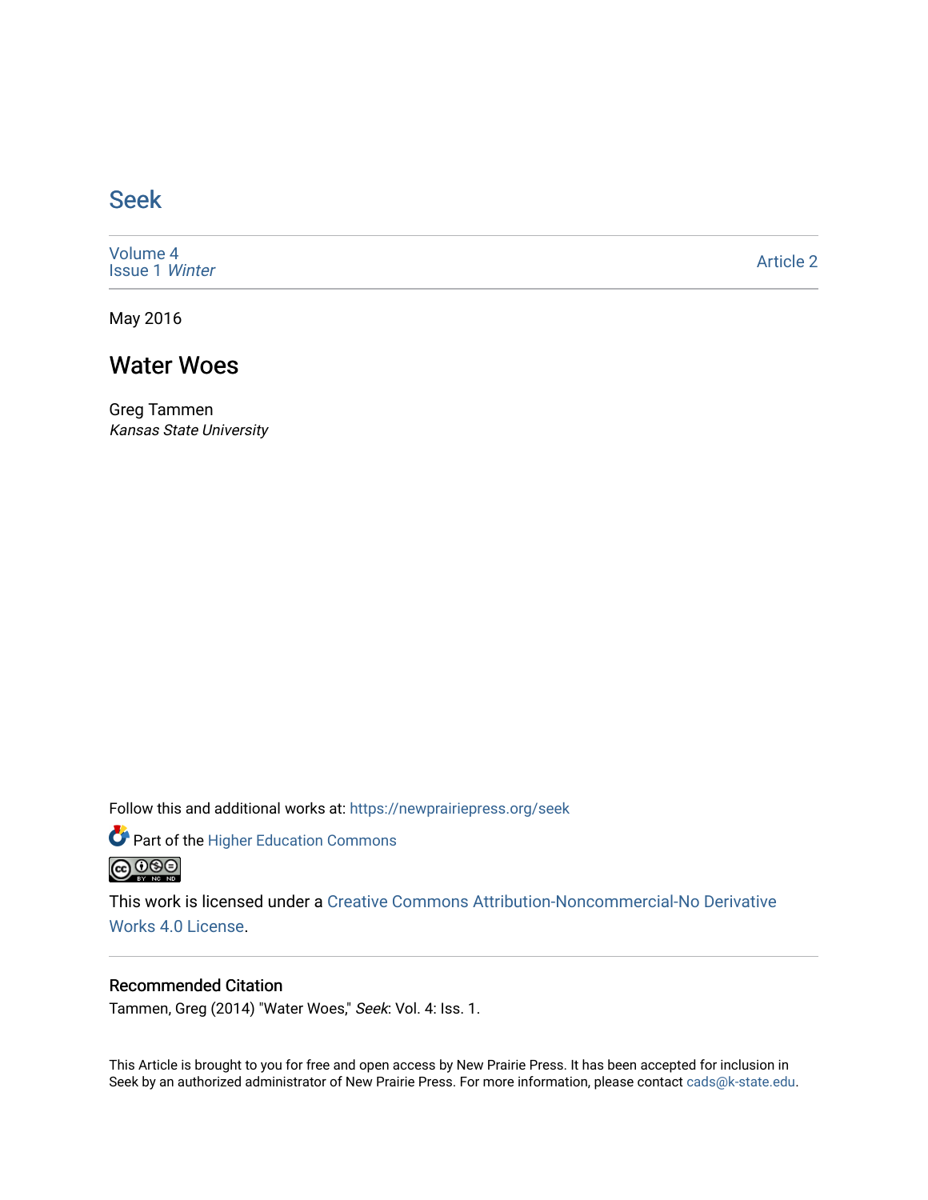# Seek

Volume 4
Issue 1 *Winter*

Article 2

May 2016

## Water Woes

Greg Tammen
*Kansas State University*

Follow this and additional works at: https://newprairiepress.org/seek

Part of the Higher Education Commons

This work is licensed under a Creative Commons Attribution-Noncommercial-No Derivative Works 4.0 License.

### Recommended Citation

Tammen, Greg (2014) "Water Woes," *Seek*: Vol. 4: Iss. 1.

This Article is brought to you for free and open access by New Prairie Press. It has been accepted for inclusion in Seek by an authorized administrator of New Prairie Press. For more information, please contact cads@k-state.edu.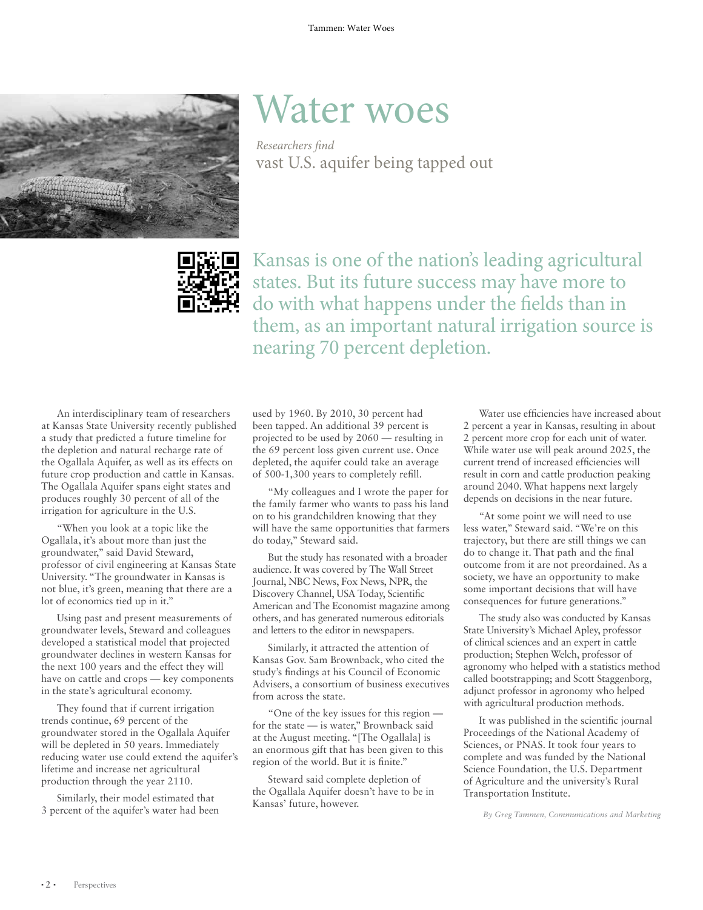# Water woes

*Researchers find*
vast U.S. aquifer being tapped out

Kansas is one of the nation's leading agricultural states. But its future success may have more to do with what happens under the fields than in them, as an important natural irrigation source is nearing 70 percent depletion.

An interdisciplinary team of researchers at Kansas State University recently published a study that predicted a future timeline for the depletion and natural recharge rate of the Ogallala Aquifer, as well as its effects on future crop production and cattle in Kansas. The Ogallala Aquifer spans eight states and produces roughly 30 percent of all of the irrigation for agriculture in the U.S.

"When you look at a topic like the Ogallala, it's about more than just the groundwater," said David Steward, professor of civil engineering at Kansas State University. "The groundwater in Kansas is not blue, it's green, meaning that there are a lot of economics tied up in it."

Using past and present measurements of groundwater levels, Steward and colleagues developed a statistical model that projected groundwater declines in western Kansas for the next 100 years and the effect they will have on cattle and crops — key components in the state's agricultural economy.

They found that if current irrigation trends continue, 69 percent of the groundwater stored in the Ogallala Aquifer will be depleted in 50 years. Immediately reducing water use could extend the aquifer's lifetime and increase net agricultural production through the year 2110.

Similarly, their model estimated that 3 percent of the aquifer's water had been used by 1960. By 2010, 30 percent had been tapped. An additional 39 percent is projected to be used by 2060 — resulting in the 69 percent loss given current use. Once depleted, the aquifer could take an average of 500-1,300 years to completely refill.

"My colleagues and I wrote the paper for the family farmer who wants to pass his land on to his grandchildren knowing that they will have the same opportunities that farmers do today," Steward said.

But the study has resonated with a broader audience. It was covered by The Wall Street Journal, NBC News, Fox News, NPR, the Discovery Channel, USA Today, Scientific American and The Economist magazine among others, and has generated numerous editorials and letters to the editor in newspapers.

Similarly, it attracted the attention of Kansas Gov. Sam Brownback, who cited the study's findings at his Council of Economic Advisers, a consortium of business executives from across the state.

"One of the key issues for this region — for the state — is water," Brownback said at the August meeting. "[The Ogallala] is an enormous gift that has been given to this region of the world. But it is finite."

Steward said complete depletion of the Ogallala Aquifer doesn't have to be in Kansas' future, however.

Water use efficiencies have increased about 2 percent a year in Kansas, resulting in about 2 percent more crop for each unit of water. While water use will peak around 2025, the current trend of increased efficiencies will result in corn and cattle production peaking around 2040. What happens next largely depends on decisions in the near future.

"At some point we will need to use less water," Steward said. "We're on this trajectory, but there are still things we can do to change it. That path and the final outcome from it are not preordained. As a society, we have an opportunity to make some important decisions that will have consequences for future generations."

The study also was conducted by Kansas State University's Michael Apley, professor of clinical sciences and an expert in cattle production; Stephen Welch, professor of agronomy who helped with a statistics method called bootstrapping; and Scott Staggenborg, adjunct professor in agronomy who helped with agricultural production methods.

It was published in the scientific journal Proceedings of the National Academy of Sciences, or PNAS. It took four years to complete and was funded by the National Science Foundation, the U.S. Department of Agriculture and the university's Rural Transportation Institute.

*By Greg Tammen, Communications and Marketing*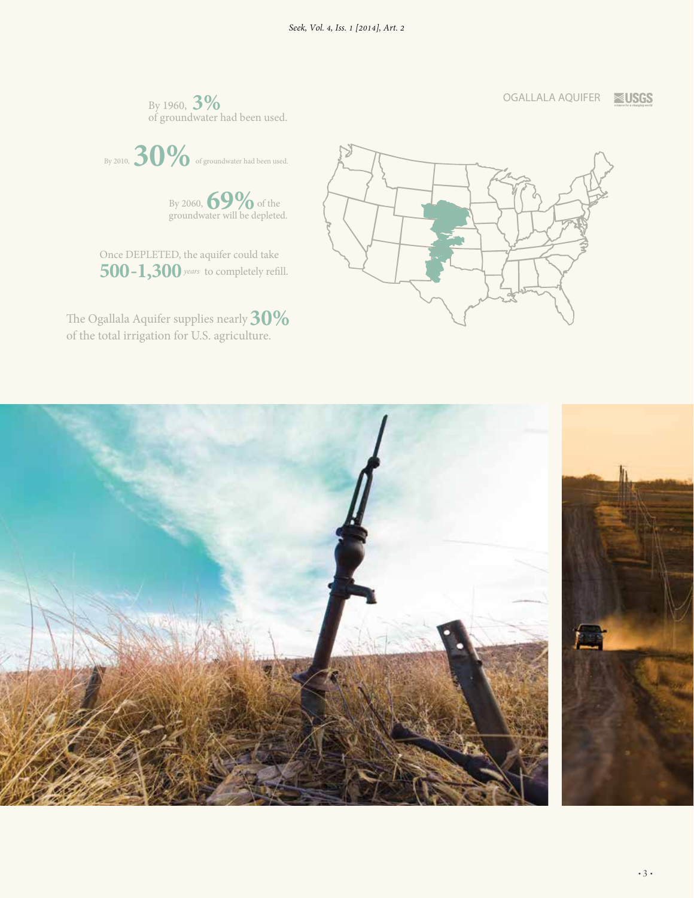By 1960, **3%** of groundwater had been used.

By 2010, **30%** of groundwater had been used.

By 2060, **69%** of the groundwater will be depleted.

Once DEPLETED, the aquifer could take **500-1,300** *years* to completely refill.

The Ogallala Aquifer supplies nearly **30%** of the total irrigation for U.S. agriculture.

OGALLALA AQUIFER USGS